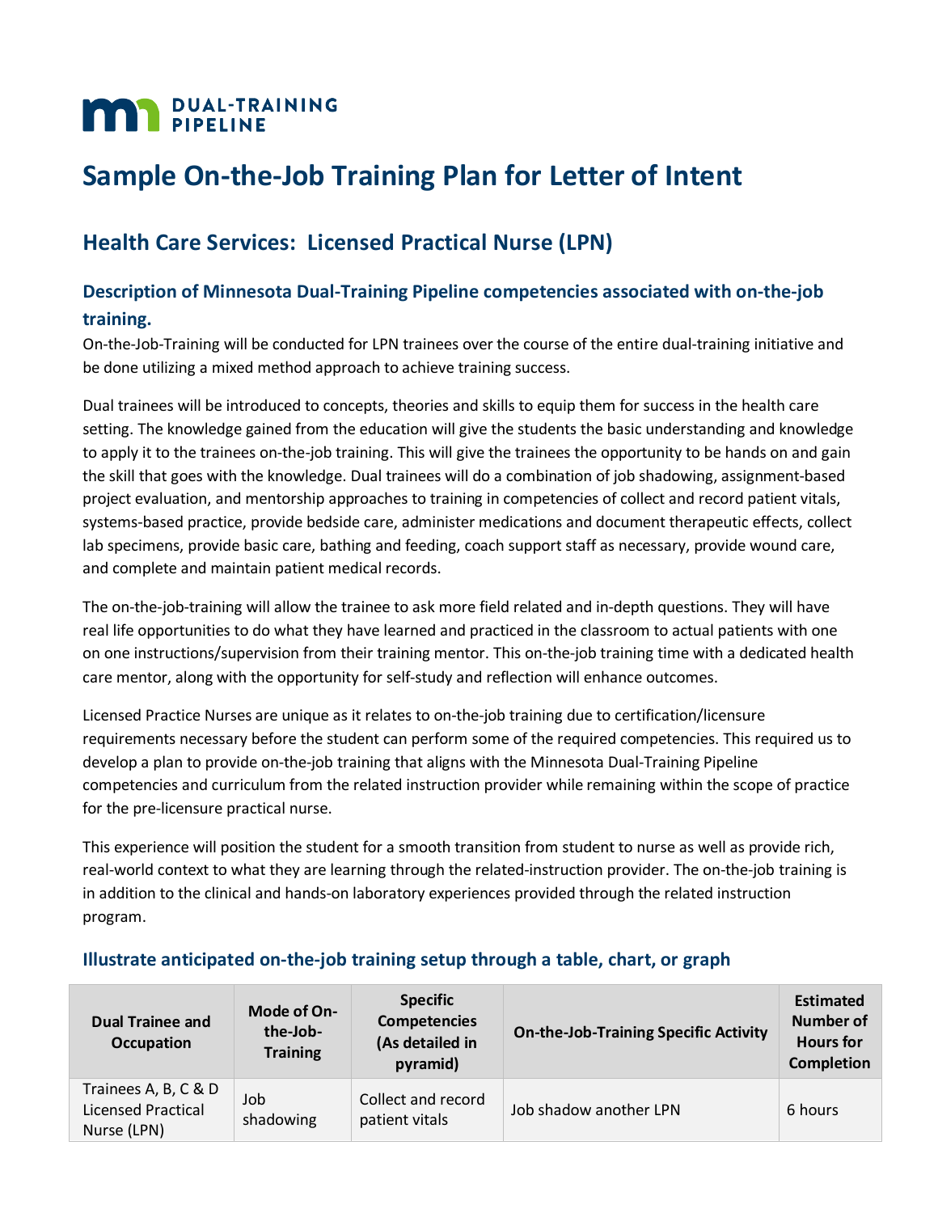**DUAL-TRAINING PIPELINE**

# Sample On-the-Job Training Plan for Letter of Intent

## Health Care Services: Licensed Practical Nurse (LPN)

### Description of Minnesota Dual-Training Pipeline competencies associated with on-the-job training.

On-the-Job-Training will be conducted for LPN trainees over the course of the entire dual-training initiative and be done utilizing a mixed method approach to achieve training success.

Dual trainees will be introduced to concepts, theories and skills to equip them for success in the health care setting. The knowledge gained from the education will give the students the basic understanding and knowledge to apply it to the trainees on-the-job training. This will give the trainees the opportunity to be hands on and gain the skill that goes with the knowledge. Dual trainees will do a combination of job shadowing, assignment-based project evaluation, and mentorship approaches to training in competencies of collect and record patient vitals, systems-based practice, provide bedside care, administer medications and document therapeutic effects, collect lab specimens, provide basic care, bathing and feeding, coach support staff as necessary, provide wound care, and complete and maintain patient medical records.

The on-the-job-training will allow the trainee to ask more field related and in-depth questions. They will have real life opportunities to do what they have learned and practiced in the classroom to actual patients with one on one instructions/supervision from their training mentor. This on-the-job training time with a dedicated health care mentor, along with the opportunity for self-study and reflection will enhance outcomes.

Licensed Practice Nurses are unique as it relates to on-the-job training due to certification/licensure requirements necessary before the student can perform some of the required competencies. This required us to develop a plan to provide on-the-job training that aligns with the Minnesota Dual-Training Pipeline competencies and curriculum from the related instruction provider while remaining within the scope of practice for the pre-licensure practical nurse.

This experience will position the student for a smooth transition from student to nurse as well as provide rich, real-world context to what they are learning through the related-instruction provider. The on-the-job training is in addition to the clinical and hands-on laboratory experiences provided through the related instruction program.

### Illustrate anticipated on-the-job training setup through a table, chart, or graph

| Dual Trainee and Occupation | Mode of On-the-Job-Training | Specific Competencies (As detailed in pyramid) | On-the-Job-Training Specific Activity | Estimated Number of Hours for Completion |
|---|---|---|---|---|
| Trainees A, B, C & D Licensed Practical Nurse (LPN) | Job shadowing | Collect and record patient vitals | Job shadow another LPN | 6 hours |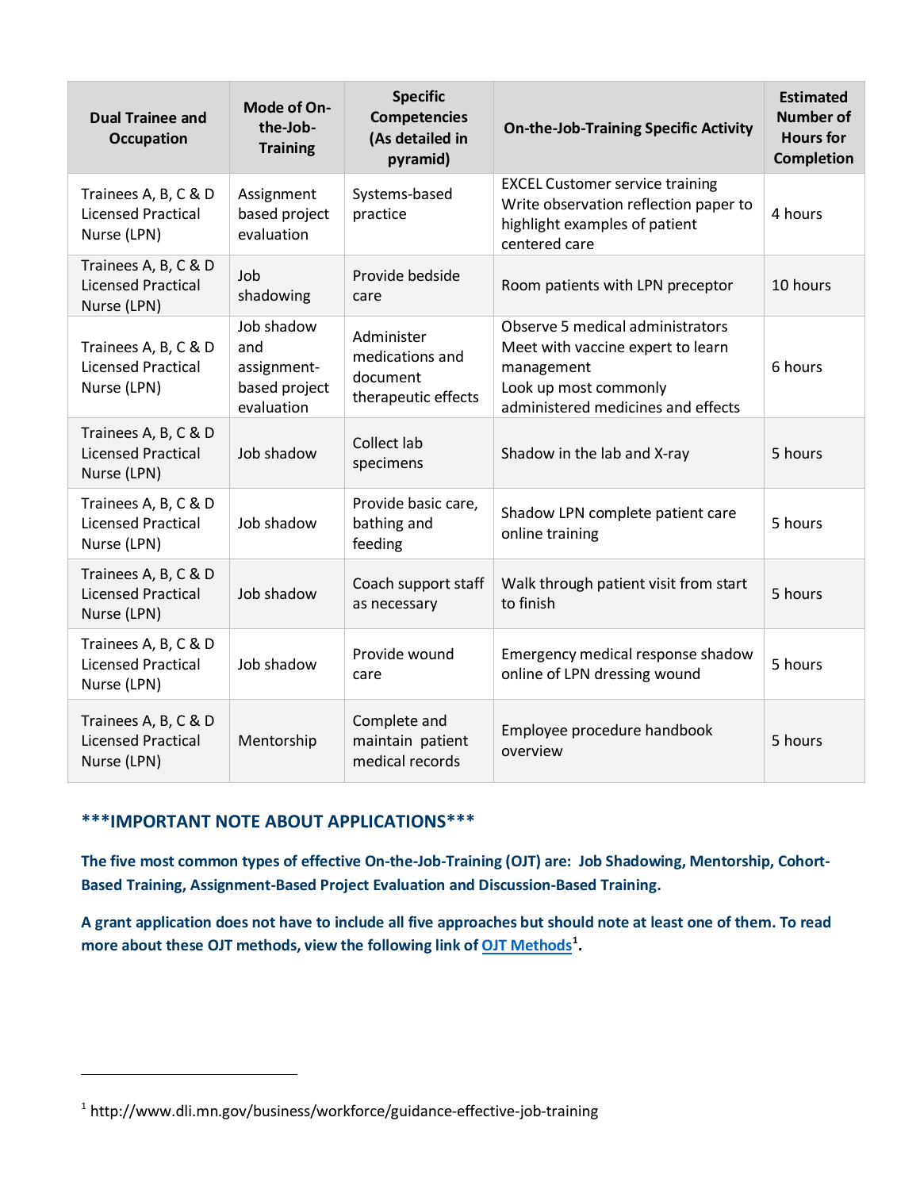| Dual Trainee and Occupation | Mode of On-the-Job-Training | Specific Competencies (As detailed in pyramid) | On-the-Job-Training Specific Activity | Estimated Number of Hours for Completion |
|---|---|---|---|---|
| Trainees A, B, C & D Licensed Practical Nurse (LPN) | Assignment based project evaluation | Systems-based practice | EXCEL Customer service training<br>Write observation reflection paper to highlight examples of patient centered care | 4 hours |
| Trainees A, B, C & D Licensed Practical Nurse (LPN) | Job shadowing | Provide bedside care | Room patients with LPN preceptor | 10 hours |
| Trainees A, B, C & D Licensed Practical Nurse (LPN) | Job shadow and assignment-based project evaluation | Administer medications and document therapeutic effects | Observe 5 medical administrators<br>Meet with vaccine expert to learn management<br>Look up most commonly administered medicines and effects | 6 hours |
| Trainees A, B, C & D Licensed Practical Nurse (LPN) | Job shadow | Collect lab specimens | Shadow in the lab and X-ray | 5 hours |
| Trainees A, B, C & D Licensed Practical Nurse (LPN) | Job shadow | Provide basic care, bathing and feeding | Shadow LPN complete patient care online training | 5 hours |
| Trainees A, B, C & D Licensed Practical Nurse (LPN) | Job shadow | Coach support staff as necessary | Walk through patient visit from start to finish | 5 hours |
| Trainees A, B, C & D Licensed Practical Nurse (LPN) | Job shadow | Provide wound care | Emergency medical response shadow online of LPN dressing wound | 5 hours |
| Trainees A, B, C & D Licensed Practical Nurse (LPN) | Mentorship | Complete and maintain patient medical records | Employee procedure handbook overview | 5 hours |

### ***IMPORTANT NOTE ABOUT APPLICATIONS***

**The five most common types of effective On-the-Job-Training (OJT) are: Job Shadowing, Mentorship, Cohort-Based Training, Assignment-Based Project Evaluation and Discussion-Based Training.**

**A grant application does not have to include all five approaches but should note at least one of them. To read more about these OJT methods, view the following link of OJT Methods[1].**

[1] http://www.dli.mn.gov/business/workforce/guidance-effective-job-training